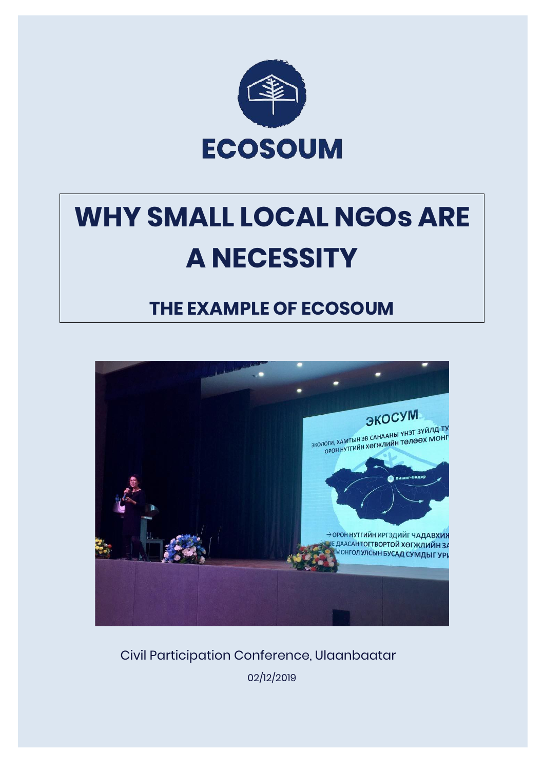ECOSOUM

# WHY SMALL LOCAL NGOs ARE A NECESSITY

## THE EXAMPLE OF ECOSOUM

Civil Participation Conference, Ulaanbaatar

02/12/2019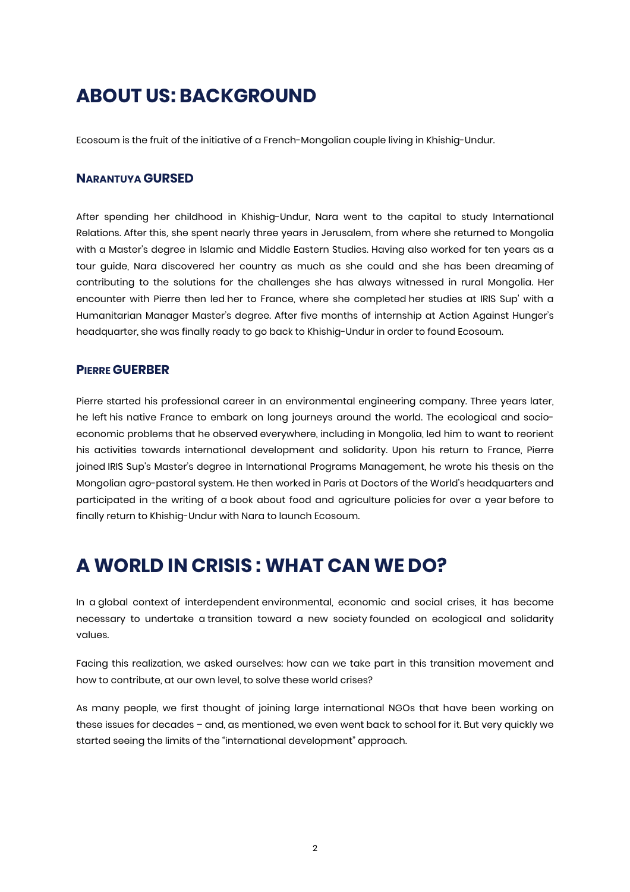# ABOUT US: BACKGROUND

Ecosoum is the fruit of the initiative of a French-Mongolian couple living in Khishig-Undur.

### NARANTUYA GURSED

After spending her childhood in Khishig-Undur, Nara went to the capital to study International Relations. After this, she spent nearly three years in Jerusalem, from where she returned to Mongolia with a Master's degree in Islamic and Middle Eastern Studies. Having also worked for ten years as a tour guide, Nara discovered her country as much as she could and she has been dreaming of contributing to the solutions for the challenges she has always witnessed in rural Mongolia. Her encounter with Pierre then led her to France, where she completed her studies at IRIS Sup' with a Humanitarian Manager Master's degree. After five months of internship at Action Against Hunger's headquarter, she was finally ready to go back to Khishig-Undur in order to found Ecosoum.

### PIERRE GUERBER

Pierre started his professional career in an environmental engineering company. Three years later, he left his native France to embark on long journeys around the world. The ecological and socio-economic problems that he observed everywhere, including in Mongolia, led him to want to reorient his activities towards international development and solidarity. Upon his return to France, Pierre joined IRIS Sup's Master's degree in International Programs Management, he wrote his thesis on the Mongolian agro-pastoral system. He then worked in Paris at Doctors of the World's headquarters and participated in the writing of a book about food and agriculture policies for over a year before to finally return to Khishig-Undur with Nara to launch Ecosoum.

# A WORLD IN CRISIS : WHAT CAN WE DO?

In a global context of interdependent environmental, economic and social crises, it has become necessary to undertake a transition toward a new society founded on ecological and solidarity values.

Facing this realization, we asked ourselves: how can we take part in this transition movement and how to contribute, at our own level, to solve these world crises?

As many people, we first thought of joining large international NGOs that have been working on these issues for decades – and, as mentioned, we even went back to school for it. But very quickly we started seeing the limits of the "international development" approach.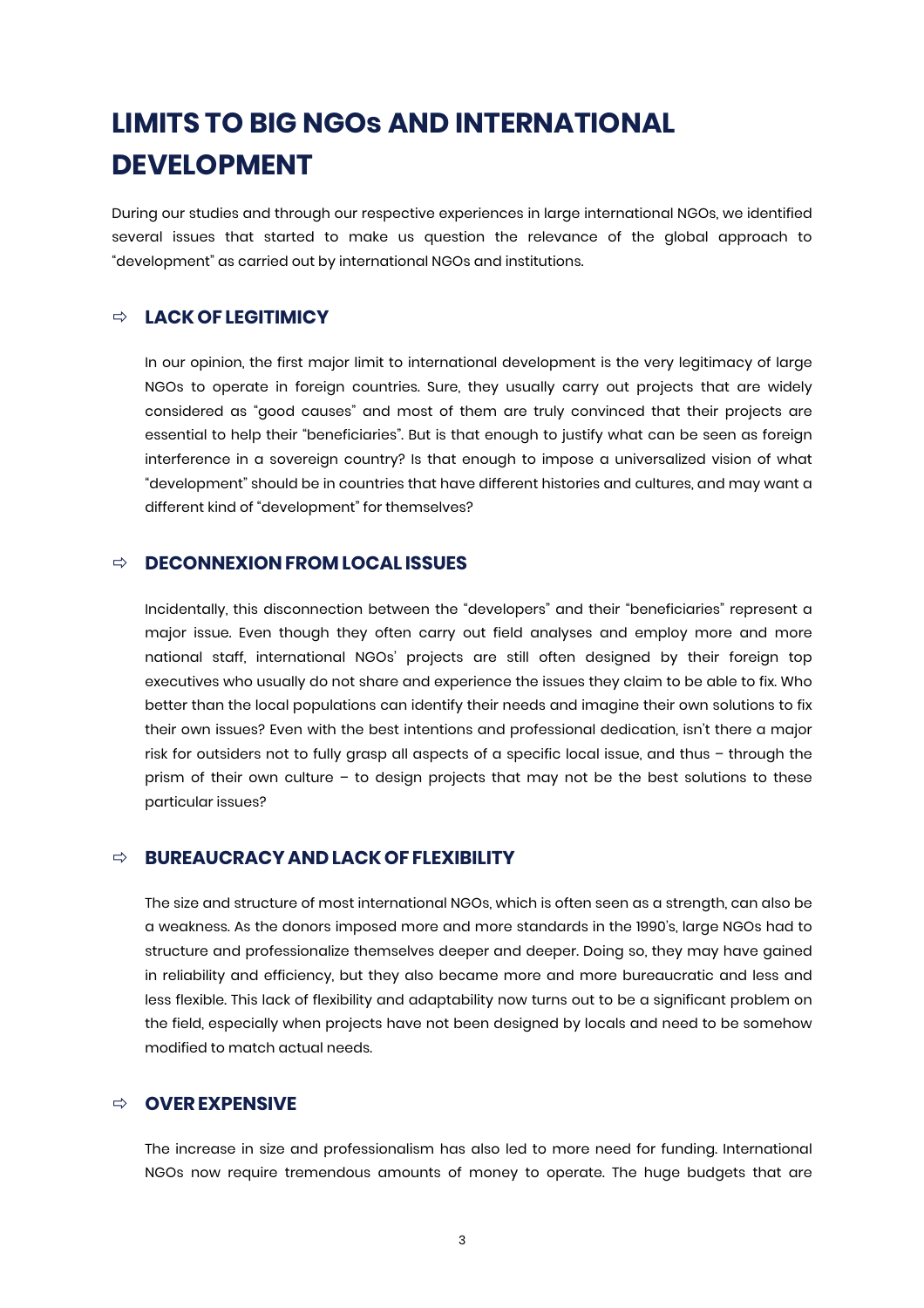# LIMITS TO BIG NGOs AND INTERNATIONAL DEVELOPMENT

During our studies and through our respective experiences in large international NGOs, we identified several issues that started to make us question the relevance of the global approach to "development" as carried out by international NGOs and institutions.

## ⇨ LACK OF LEGITIMICY

In our opinion, the first major limit to international development is the very legitimacy of large NGOs to operate in foreign countries. Sure, they usually carry out projects that are widely considered as "good causes" and most of them are truly convinced that their projects are essential to help their "beneficiaries". But is that enough to justify what can be seen as foreign interference in a sovereign country? Is that enough to impose a universalized vision of what "development" should be in countries that have different histories and cultures, and may want a different kind of "development" for themselves?

## ⇨ DECONNEXION FROM LOCAL ISSUES

Incidentally, this disconnection between the "developers" and their "beneficiaries" represent a major issue. Even though they often carry out field analyses and employ more and more national staff, international NGOs' projects are still often designed by their foreign top executives who usually do not share and experience the issues they claim to be able to fix. Who better than the local populations can identify their needs and imagine their own solutions to fix their own issues? Even with the best intentions and professional dedication, isn't there a major risk for outsiders not to fully grasp all aspects of a specific local issue, and thus – through the prism of their own culture – to design projects that may not be the best solutions to these particular issues?

## ⇨ BUREAUCRACY AND LACK OF FLEXIBILITY

The size and structure of most international NGOs, which is often seen as a strength, can also be a weakness. As the donors imposed more and more standards in the 1990's, large NGOs had to structure and professionalize themselves deeper and deeper. Doing so, they may have gained in reliability and efficiency, but they also became more and more bureaucratic and less and less flexible. This lack of flexibility and adaptability now turns out to be a significant problem on the field, especially when projects have not been designed by locals and need to be somehow modified to match actual needs.

## ⇨ OVER EXPENSIVE

The increase in size and professionalism has also led to more need for funding. International NGOs now require tremendous amounts of money to operate. The huge budgets that are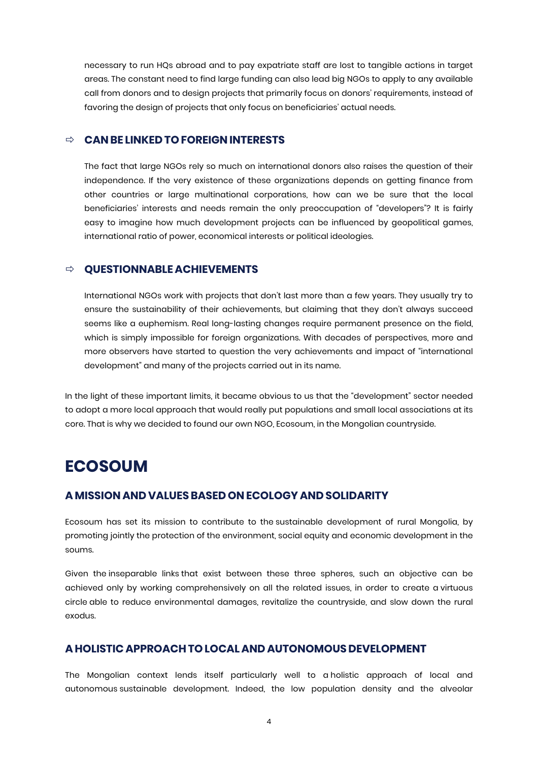necessary to run HQs abroad and to pay expatriate staff are lost to tangible actions in target areas. The constant need to find large funding can also lead big NGOs to apply to any available call from donors and to design projects that primarily focus on donors' requirements, instead of favoring the design of projects that only focus on beneficiaries' actual needs.

### ⇨ CAN BE LINKED TO FOREIGN INTERESTS

The fact that large NGOs rely so much on international donors also raises the question of their independence. If the very existence of these organizations depends on getting finance from other countries or large multinational corporations, how can we be sure that the local beneficiaries' interests and needs remain the only preoccupation of "developers"? It is fairly easy to imagine how much development projects can be influenced by geopolitical games, international ratio of power, economical interests or political ideologies.

### ⇨ QUESTIONNABLE ACHIEVEMENTS

International NGOs work with projects that don't last more than a few years. They usually try to ensure the sustainability of their achievements, but claiming that they don't always succeed seems like a euphemism. Real long-lasting changes require permanent presence on the field, which is simply impossible for foreign organizations. With decades of perspectives, more and more observers have started to question the very achievements and impact of "international development" and many of the projects carried out in its name.

In the light of these important limits, it became obvious to us that the "development" sector needed to adopt a more local approach that would really put populations and small local associations at its core. That is why we decided to found our own NGO, Ecosoum, in the Mongolian countryside.

# ECOSOUM

## A MISSION AND VALUES BASED ON ECOLOGY AND SOLIDARITY

Ecosoum has set its mission to contribute to the sustainable development of rural Mongolia, by promoting jointly the protection of the environment, social equity and economic development in the soums.

Given the inseparable links that exist between these three spheres, such an objective can be achieved only by working comprehensively on all the related issues, in order to create a virtuous circle able to reduce environmental damages, revitalize the countryside, and slow down the rural exodus.

## A HOLISTIC APPROACH TO LOCAL AND AUTONOMOUS DEVELOPMENT

The Mongolian context lends itself particularly well to a holistic approach of local and autonomous sustainable development. Indeed, the low population density and the alveolar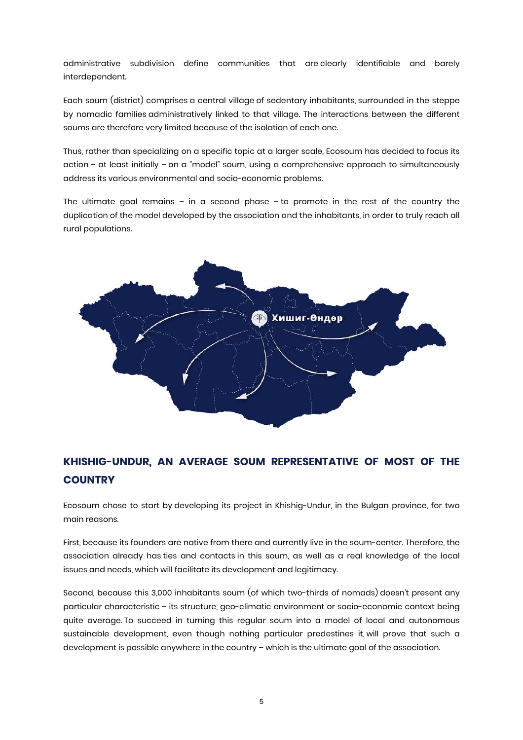administrative subdivision define communities that are clearly identifiable and barely interdependent.

Each soum (district) comprises a central village of sedentary inhabitants, surrounded in the steppe by nomadic families administratively linked to that village. The interactions between the different soums are therefore very limited because of the isolation of each one.

Thus, rather than specializing on a specific topic at a larger scale, Ecosoum has decided to focus its action – at least initially – on a "model" soum, using a comprehensive approach to simultaneously address its various environmental and socio-economic problems.

The ultimate goal remains – in a second phase – to promote in the rest of the country the duplication of the model developed by the association and the inhabitants, in order to truly reach all rural populations.

## KHISHIG-UNDUR, AN AVERAGE SOUM REPRESENTATIVE OF MOST OF THE COUNTRY

Ecosoum chose to start by developing its project in Khishig-Undur, in the Bulgan province, for two main reasons.

First, because its founders are native from there and currently live in the soum-center. Therefore, the association already has ties and contacts in this soum, as well as a real knowledge of the local issues and needs, which will facilitate its development and legitimacy.

Second, because this 3,000 inhabitants soum (of which two-thirds of nomads) doesn't present any particular characteristic – its structure, geo-climatic environment or socio-economic context being quite average. To succeed in turning this regular soum into a model of local and autonomous sustainable development, even though nothing particular predestines it, will prove that such a development is possible anywhere in the country – which is the ultimate goal of the association.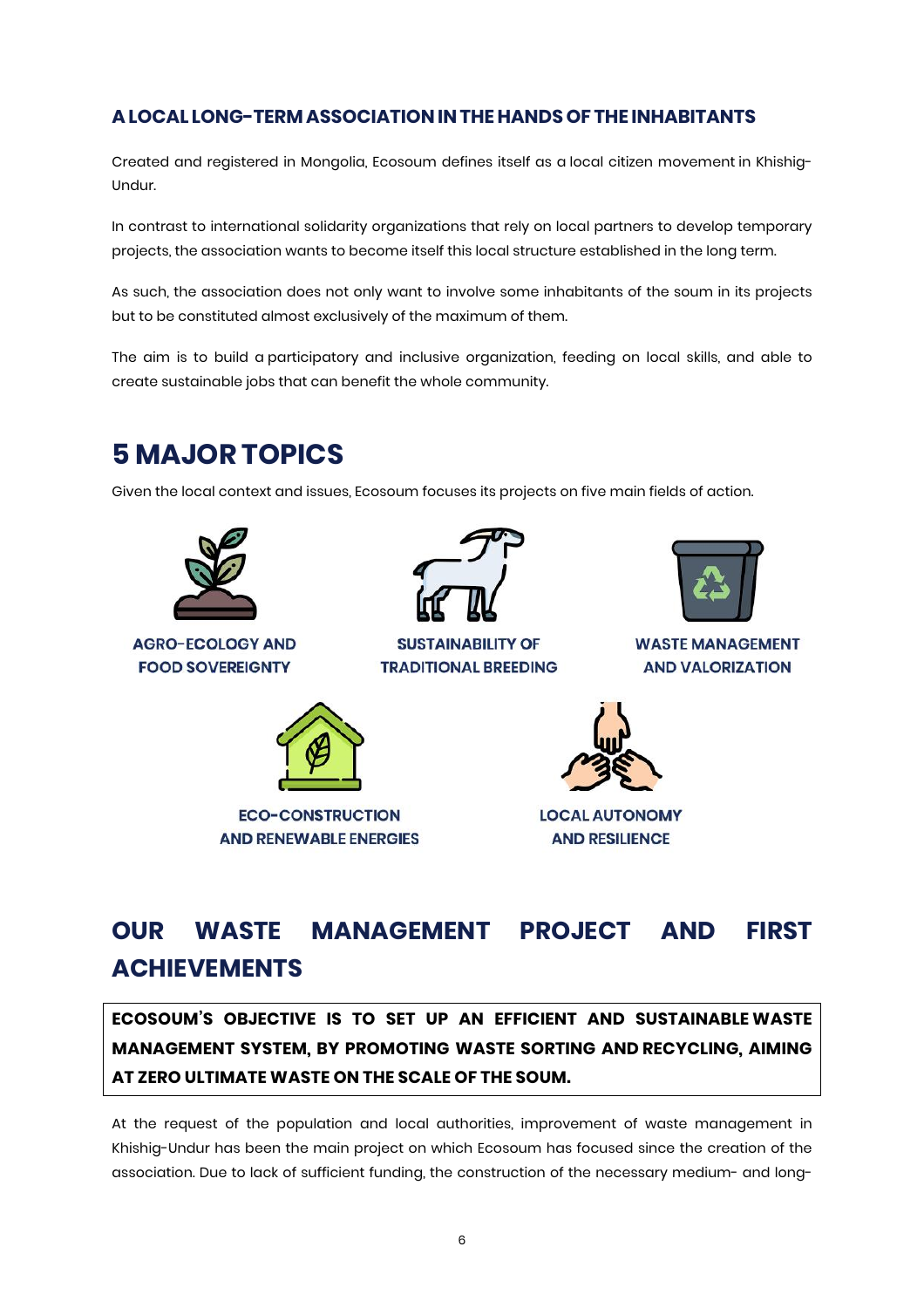### A LOCAL LONG-TERM ASSOCIATION IN THE HANDS OF THE INHABITANTS

Created and registered in Mongolia, Ecosoum defines itself as a local citizen movement in Khishig-Undur.

In contrast to international solidarity organizations that rely on local partners to develop temporary projects, the association wants to become itself this local structure established in the long term.

As such, the association does not only want to involve some inhabitants of the soum in its projects but to be constituted almost exclusively of the maximum of them.

The aim is to build a participatory and inclusive organization, feeding on local skills, and able to create sustainable jobs that can benefit the whole community.

## 5 MAJOR TOPICS

Given the local context and issues, Ecosoum focuses its projects on five main fields of action.

- AGRO-ECOLOGY AND FOOD SOVEREIGNTY
- SUSTAINABILITY OF TRADITIONAL BREEDING
- WASTE MANAGEMENT AND VALORIZATION
- ECO-CONSTRUCTION AND RENEWABLE ENERGIES
- LOCAL AUTONOMY AND RESILIENCE

## OUR WASTE MANAGEMENT PROJECT AND FIRST ACHIEVEMENTS

**ECOSOUM'S OBJECTIVE IS TO SET UP AN EFFICIENT AND SUSTAINABLE WASTE MANAGEMENT SYSTEM, BY PROMOTING WASTE SORTING AND RECYCLING, AIMING AT ZERO ULTIMATE WASTE ON THE SCALE OF THE SOUM.**

At the request of the population and local authorities, improvement of waste management in Khishig-Undur has been the main project on which Ecosoum has focused since the creation of the association. Due to lack of sufficient funding, the construction of the necessary medium- and long-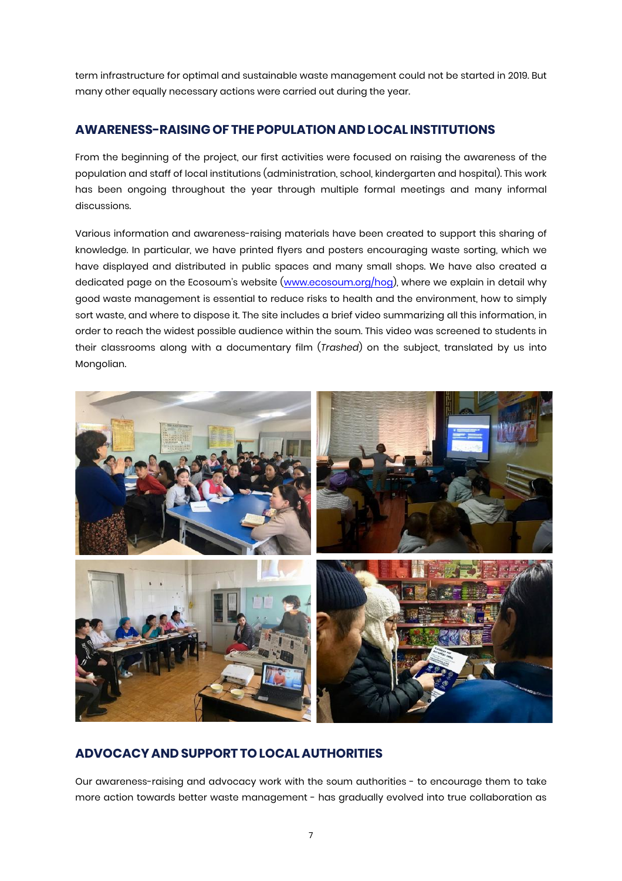term infrastructure for optimal and sustainable waste management could not be started in 2019. But many other equally necessary actions were carried out during the year.

## AWARENESS-RAISING OF THE POPULATION AND LOCAL INSTITUTIONS

From the beginning of the project, our first activities were focused on raising the awareness of the population and staff of local institutions (administration, school, kindergarten and hospital). This work has been ongoing throughout the year through multiple formal meetings and many informal discussions.

Various information and awareness-raising materials have been created to support this sharing of knowledge. In particular, we have printed flyers and posters encouraging waste sorting, which we have displayed and distributed in public spaces and many small shops. We have also created a dedicated page on the Ecosoum's website (www.ecosoum.org/hog), where we explain in detail why good waste management is essential to reduce risks to health and the environment, how to simply sort waste, and where to dispose it. The site includes a brief video summarizing all this information, in order to reach the widest possible audience within the soum. This video was screened to students in their classrooms along with a documentary film (*Trashed*) on the subject, translated by us into Mongolian.

## ADVOCACY AND SUPPORT TO LOCAL AUTHORITIES

Our awareness-raising and advocacy work with the soum authorities - to encourage them to take more action towards better waste management - has gradually evolved into true collaboration as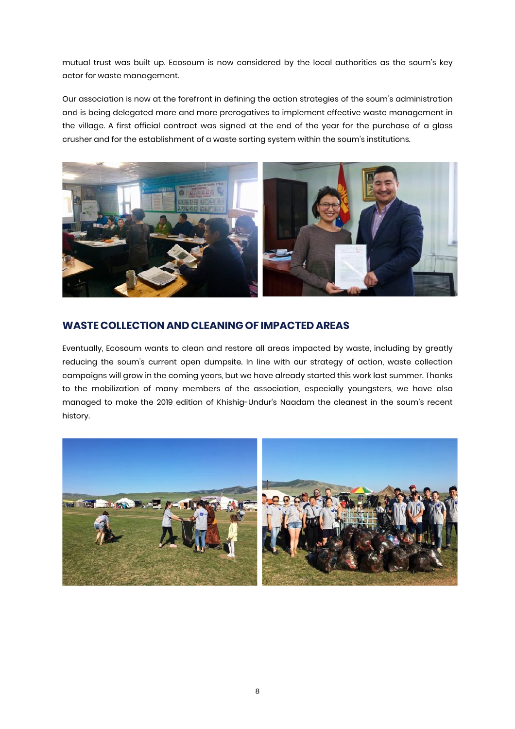mutual trust was built up. Ecosoum is now considered by the local authorities as the soum's key actor for waste management.

Our association is now at the forefront in defining the action strategies of the soum's administration and is being delegated more and more prerogatives to implement effective waste management in the village. A first official contract was signed at the end of the year for the purchase of a glass crusher and for the establishment of a waste sorting system within the soum's institutions.

## WASTE COLLECTION AND CLEANING OF IMPACTED AREAS

Eventually, Ecosoum wants to clean and restore all areas impacted by waste, including by greatly reducing the soum's current open dumpsite. In line with our strategy of action, waste collection campaigns will grow in the coming years, but we have already started this work last summer. Thanks to the mobilization of many members of the association, especially youngsters, we have also managed to make the 2019 edition of Khishig-Undur's Naadam the cleanest in the soum's recent history.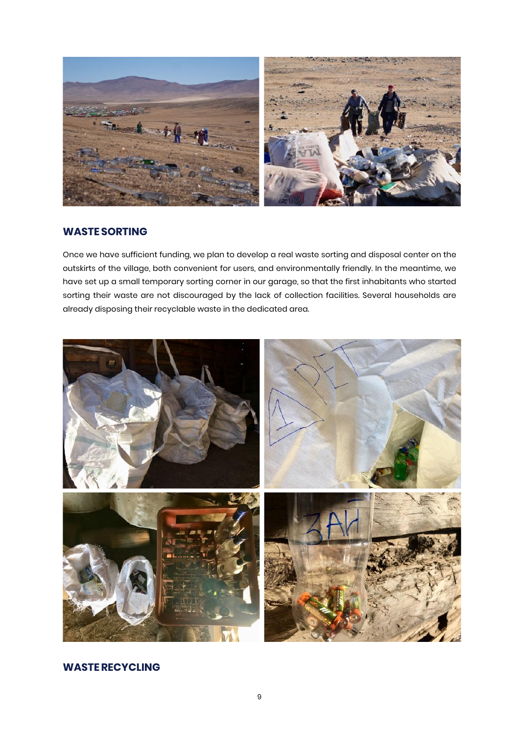## WASTE SORTING

Once we have sufficient funding, we plan to develop a real waste sorting and disposal center on the outskirts of the village, both convenient for users, and environmentally friendly. In the meantime, we have set up a small temporary sorting corner in our garage, so that the first inhabitants who started sorting their waste are not discouraged by the lack of collection facilities. Several households are already disposing their recyclable waste in the dedicated area.

## WASTE RECYCLING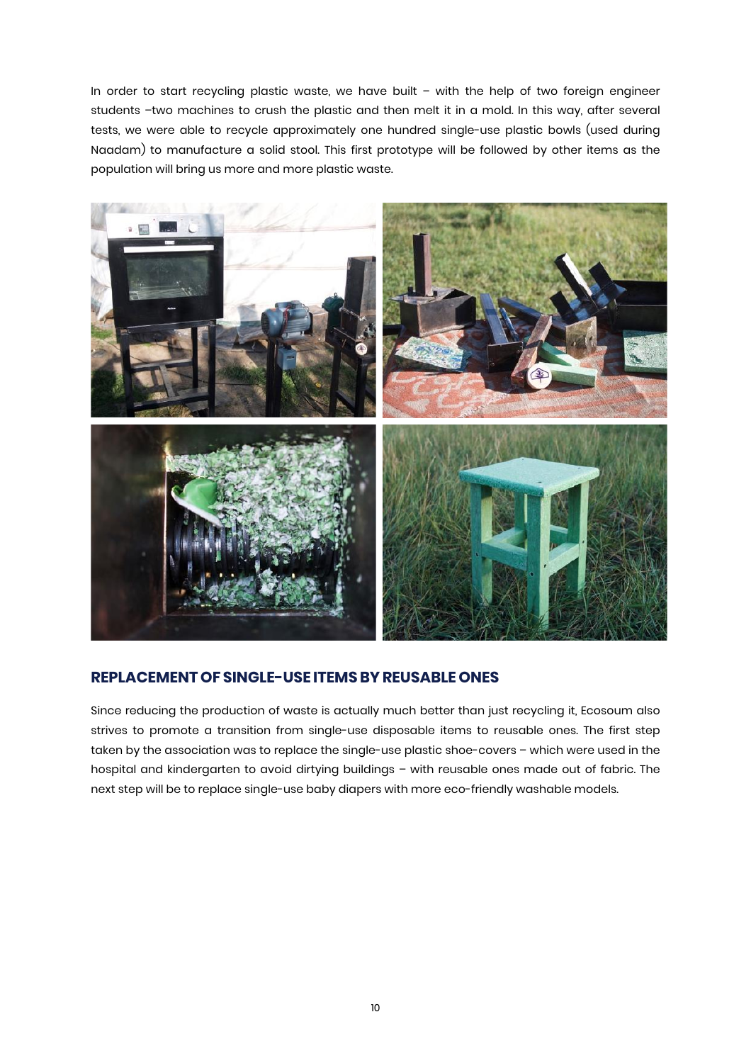In order to start recycling plastic waste, we have built – with the help of two foreign engineer students –two machines to crush the plastic and then melt it in a mold. In this way, after several tests, we were able to recycle approximately one hundred single-use plastic bowls (used during Naadam) to manufacture a solid stool. This first prototype will be followed by other items as the population will bring us more and more plastic waste.

## REPLACEMENT OF SINGLE-USE ITEMS BY REUSABLE ONES

Since reducing the production of waste is actually much better than just recycling it, Ecosoum also strives to promote a transition from single-use disposable items to reusable ones. The first step taken by the association was to replace the single-use plastic shoe-covers – which were used in the hospital and kindergarten to avoid dirtying buildings – with reusable ones made out of fabric. The next step will be to replace single-use baby diapers with more eco-friendly washable models.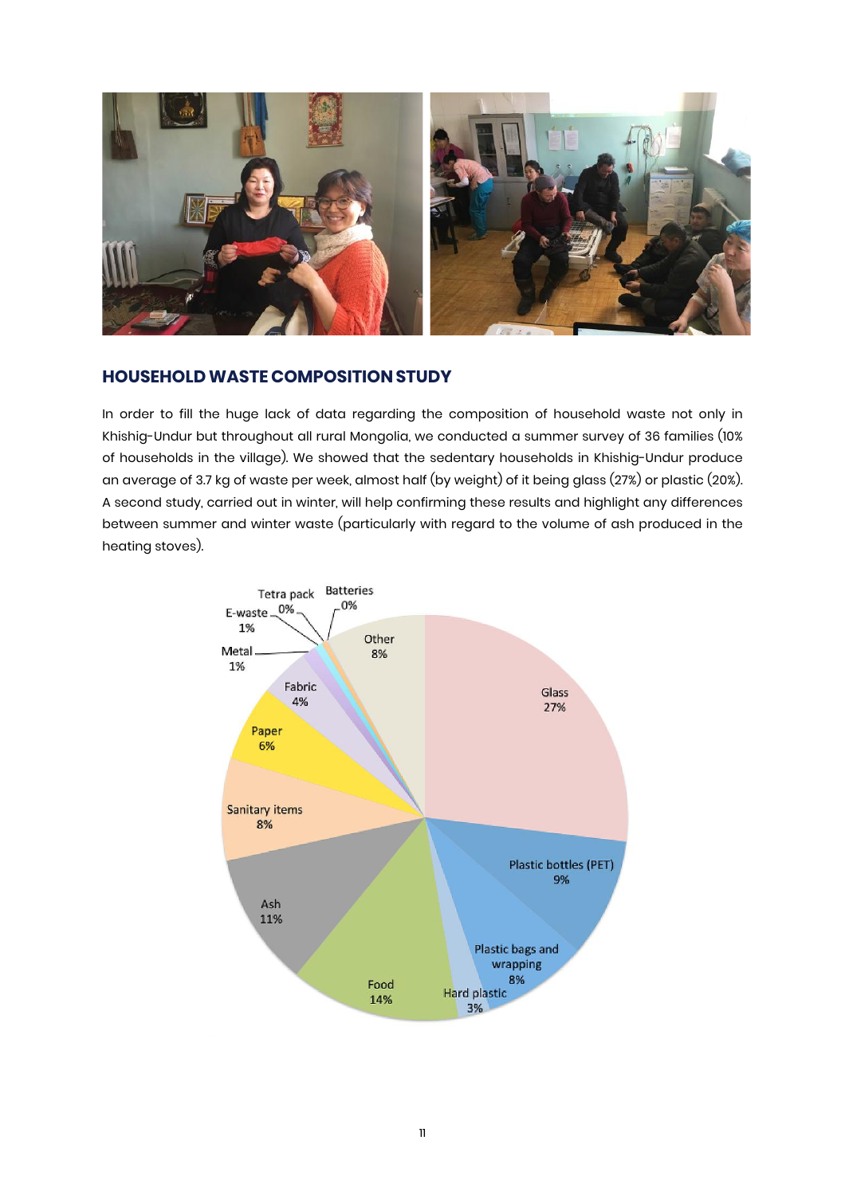## HOUSEHOLD WASTE COMPOSITION STUDY

In order to fill the huge lack of data regarding the composition of household waste not only in Khishig-Undur but throughout all rural Mongolia, we conducted a summer survey of 36 families (10% of households in the village). We showed that the sedentary households in Khishig-Undur produce an average of 3.7 kg of waste per week, almost half (by weight) of it being glass (27%) or plastic (20%). A second study, carried out in winter, will help confirming these results and highlight any differences between summer and winter waste (particularly with regard to the volume of ash produced in the heating stoves).

| Category | Share |
|---|---|
| Glass | 27% |
| Plastic bottles (PET) | 9% |
| Plastic bags and wrapping | 8% |
| Hard plastic | 3% |
| Food | 14% |
| Ash | 11% |
| Sanitary items | 8% |
| Paper | 6% |
| Fabric | 4% |
| Metal | 1% |
| E-waste | 1% |
| Tetra pack | 0% |
| Batteries | 0% |
| Other | 8% |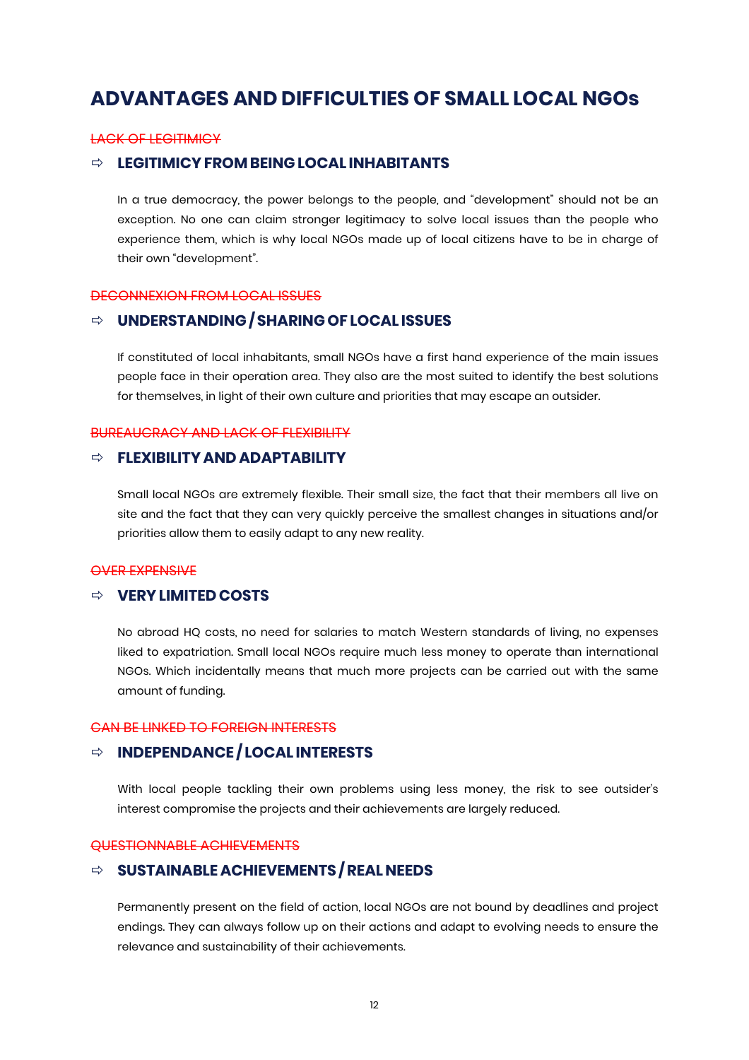# ADVANTAGES AND DIFFICULTIES OF SMALL LOCAL NGOs

~~LACK OF LEGITIMICY~~

### ⇨ LEGITIMICY FROM BEING LOCAL INHABITANTS

In a true democracy, the power belongs to the people, and "development" should not be an exception. No one can claim stronger legitimacy to solve local issues than the people who experience them, which is why local NGOs made up of local citizens have to be in charge of their own "development".

~~DECONNEXION FROM LOCAL ISSUES~~

### ⇨ UNDERSTANDING / SHARING OF LOCAL ISSUES

If constituted of local inhabitants, small NGOs have a first hand experience of the main issues people face in their operation area. They also are the most suited to identify the best solutions for themselves, in light of their own culture and priorities that may escape an outsider.

~~BUREAUCRACY AND LACK OF FLEXIBILITY~~

### ⇨ FLEXIBILITY AND ADAPTABILITY

Small local NGOs are extremely flexible. Their small size, the fact that their members all live on site and the fact that they can very quickly perceive the smallest changes in situations and/or priorities allow them to easily adapt to any new reality.

~~OVER EXPENSIVE~~

### ⇨ VERY LIMITED COSTS

No abroad HQ costs, no need for salaries to match Western standards of living, no expenses liked to expatriation. Small local NGOs require much less money to operate than international NGOs. Which incidentally means that much more projects can be carried out with the same amount of funding.

~~CAN BE LINKED TO FOREIGN INTERESTS~~

### ⇨ INDEPENDANCE / LOCAL INTERESTS

With local people tackling their own problems using less money, the risk to see outsider's interest compromise the projects and their achievements are largely reduced.

~~QUESTIONNABLE ACHIEVEMENTS~~

### ⇨ SUSTAINABLE ACHIEVEMENTS / REAL NEEDS

Permanently present on the field of action, local NGOs are not bound by deadlines and project endings. They can always follow up on their actions and adapt to evolving needs to ensure the relevance and sustainability of their achievements.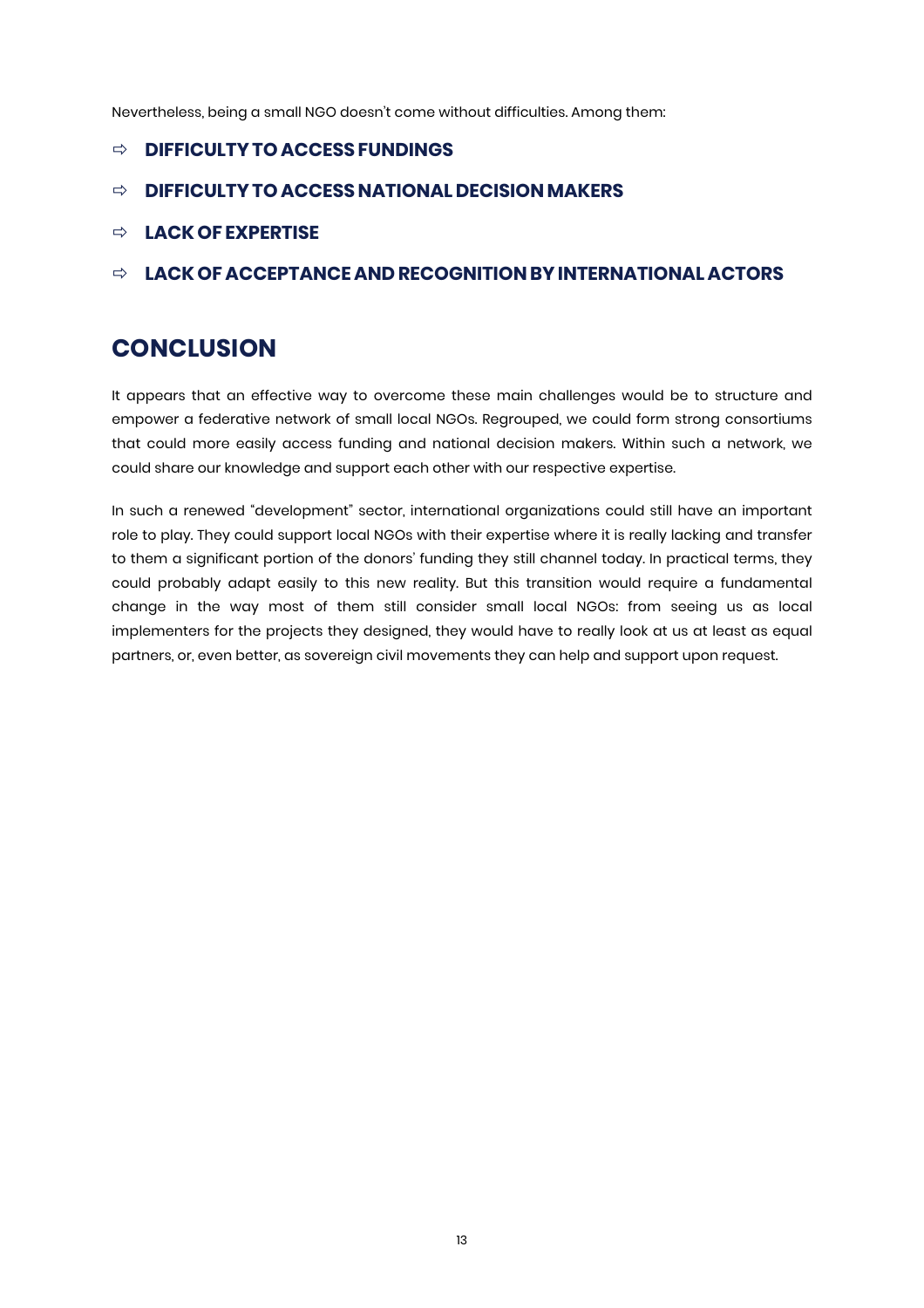Nevertheless, being a small NGO doesn't come without difficulties. Among them:

- ⇨ **DIFFICULTY TO ACCESS FUNDINGS**
- ⇨ **DIFFICULTY TO ACCESS NATIONAL DECISION MAKERS**
- ⇨ **LACK OF EXPERTISE**
- ⇨ **LACK OF ACCEPTANCE AND RECOGNITION BY INTERNATIONAL ACTORS**

# CONCLUSION

It appears that an effective way to overcome these main challenges would be to structure and empower a federative network of small local NGOs. Regrouped, we could form strong consortiums that could more easily access funding and national decision makers. Within such a network, we could share our knowledge and support each other with our respective expertise.

In such a renewed "development" sector, international organizations could still have an important role to play. They could support local NGOs with their expertise where it is really lacking and transfer to them a significant portion of the donors' funding they still channel today. In practical terms, they could probably adapt easily to this new reality. But this transition would require a fundamental change in the way most of them still consider small local NGOs: from seeing us as local implementers for the projects they designed, they would have to really look at us at least as equal partners, or, even better, as sovereign civil movements they can help and support upon request.